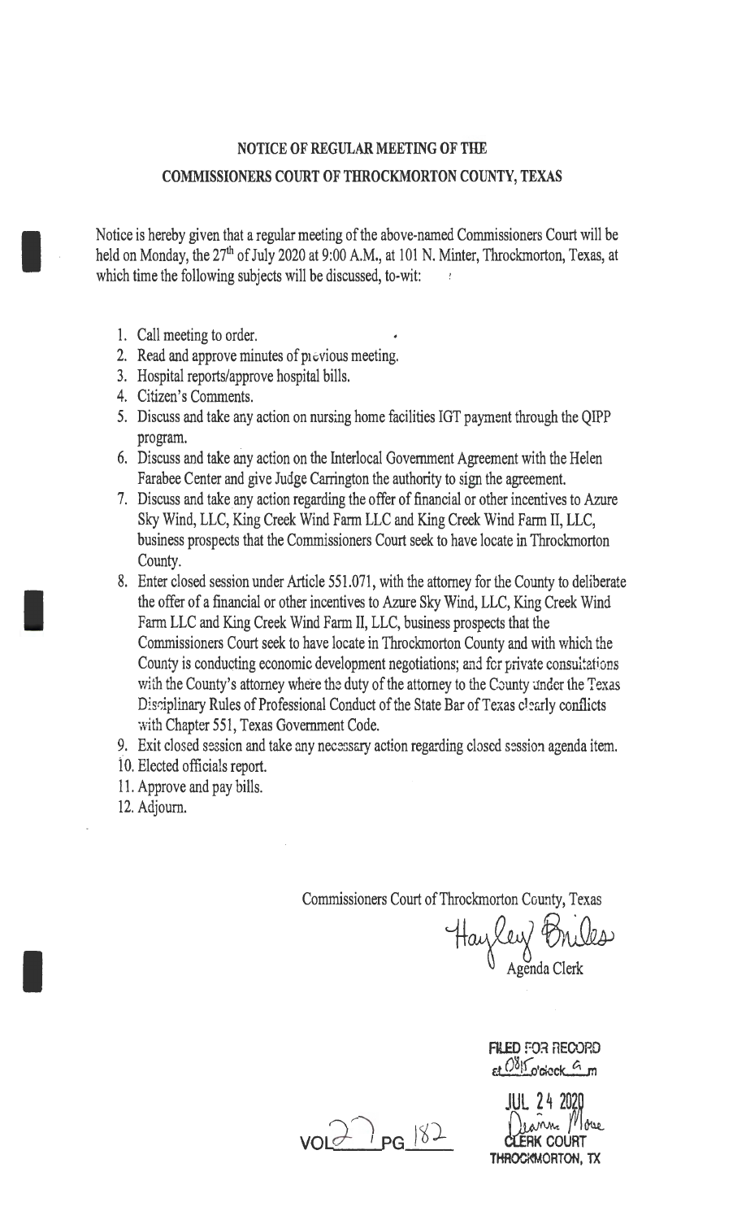# NOTICE OF REGULAR MEETING OF THE COMMISSIONERS COURT OF THROCKMORTON COUNTY, TEXAS

Notice is hereby given that a regular meeting of the above-named Commissioners Court will be held on Monday, the 27th of July 2020 at 9:00 A.M., at 101 N. Minter, Throckmorton, Texas, at which time the following subjects will be discussed, to-wit:

1. Call meeting to order.
2. Read and approve minutes of previous meeting.
3. Hospital reports/approve hospital bills.
4. Citizen's Comments.
5. Discuss and take any action on nursing home facilities IGT payment through the QIPP program.
6. Discuss and take any action on the Interlocal Government Agreement with the Helen Farabee Center and give Judge Carrington the authority to sign the agreement.
7. Discuss and take any action regarding the offer of financial or other incentives to Azure Sky Wind, LLC, King Creek Wind Farm LLC and King Creek Wind Farm II, LLC, business prospects that the Commissioners Court seek to have locate in Throckmorton County.
8. Enter closed session under Article 551.071, with the attorney for the County to deliberate the offer of a financial or other incentives to Azure Sky Wind, LLC, King Creek Wind Farm LLC and King Creek Wind Farm II, LLC, business prospects that the Commissioners Court seek to have locate in Throckmorton County and with which the County is conducting economic development negotiations; and for private consultations with the County's attorney where the duty of the attorney to the County under the Texas Disciplinary Rules of Professional Conduct of the State Bar of Texas clearly conflicts with Chapter 551, Texas Government Code.
9. Exit closed session and take any necessary action regarding closed session agenda item.
10. Elected officials report.
11. Approve and pay bills.
12. Adjourn.

Commissioners Court of Throckmorton County, Texas

Hayley Briles

Agenda Clerk

FILED FOR RECORD
at 08:15 o'clock A m

JUL 24 2020

Deanna Moore
CLERK COURT
THROCKMORTON, TX

VOL 27 PG 182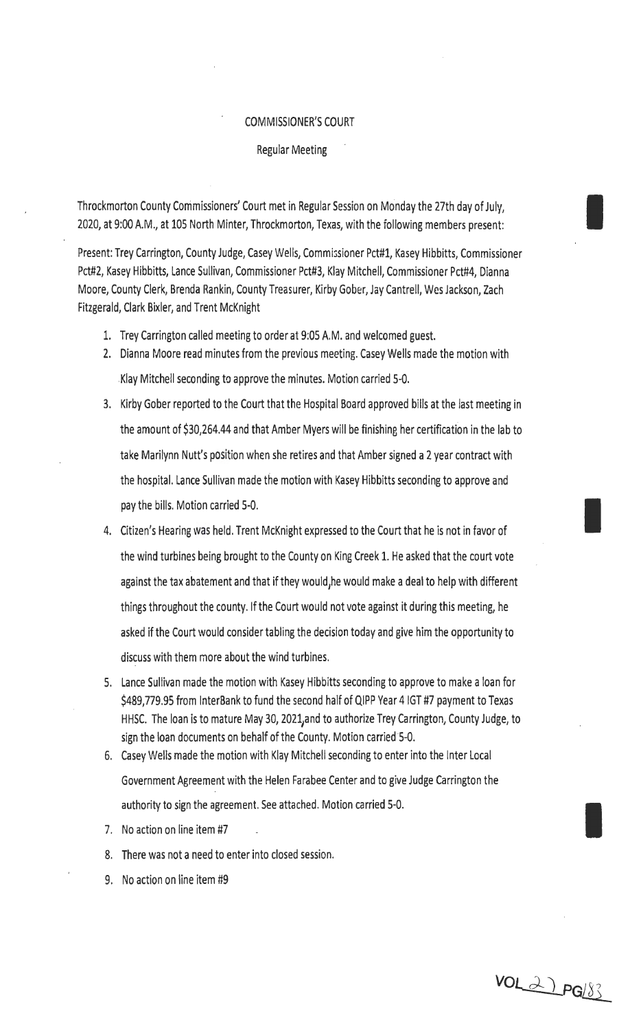COMMISSIONER'S COURT

Regular Meeting

Throckmorton County Commissioners' Court met in Regular Session on Monday the 27th day of July, 2020, at 9:00 A.M., at 105 North Minter, Throckmorton, Texas, with the following members present:

Present: Trey Carrington, County Judge, Casey Wells, Commissioner Pct#1, Kasey Hibbitts, Commissioner Pct#2, Kasey Hibbitts, Lance Sullivan, Commissioner Pct#3, Klay Mitchell, Commissioner Pct#4, Dianna Moore, County Clerk, Brenda Rankin, County Treasurer, Kirby Gober, Jay Cantrell, Wes Jackson, Zach Fitzgerald, Clark Bixler, and Trent McKnight

1. Trey Carrington called meeting to order at 9:05 A.M. and welcomed guest.
2. Dianna Moore read minutes from the previous meeting. Casey Wells made the motion with Klay Mitchell seconding to approve the minutes. Motion carried 5-0.
3. Kirby Gober reported to the Court that the Hospital Board approved bills at the last meeting in the amount of $30,264.44 and that Amber Myers will be finishing her certification in the lab to take Marilynn Nutt's position when she retires and that Amber signed a 2 year contract with the hospital. Lance Sullivan made the motion with Kasey Hibbitts seconding to approve and pay the bills. Motion carried 5-0.
4. Citizen's Hearing was held. Trent McKnight expressed to the Court that he is not in favor of the wind turbines being brought to the County on King Creek 1. He asked that the court vote against the tax abatement and that if they would, he would make a deal to help with different things throughout the county. If the Court would not vote against it during this meeting, he asked if the Court would consider tabling the decision today and give him the opportunity to discuss with them more about the wind turbines.
5. Lance Sullivan made the motion with Kasey Hibbitts seconding to approve to make a loan for $489,779.95 from InterBank to fund the second half of QIPP Year 4 IGT #7 payment to Texas HHSC. The loan is to mature May 30, 2021, and to authorize Trey Carrington, County Judge, to sign the loan documents on behalf of the County. Motion carried 5-0.
6. Casey Wells made the motion with Klay Mitchell seconding to enter into the Inter Local Government Agreement with the Helen Farabee Center and to give Judge Carrington the authority to sign the agreement. See attached. Motion carried 5-0.
7. No action on line item #7
8. There was not a need to enter into closed session.
9. No action on line item #9

VOL 21 PG 183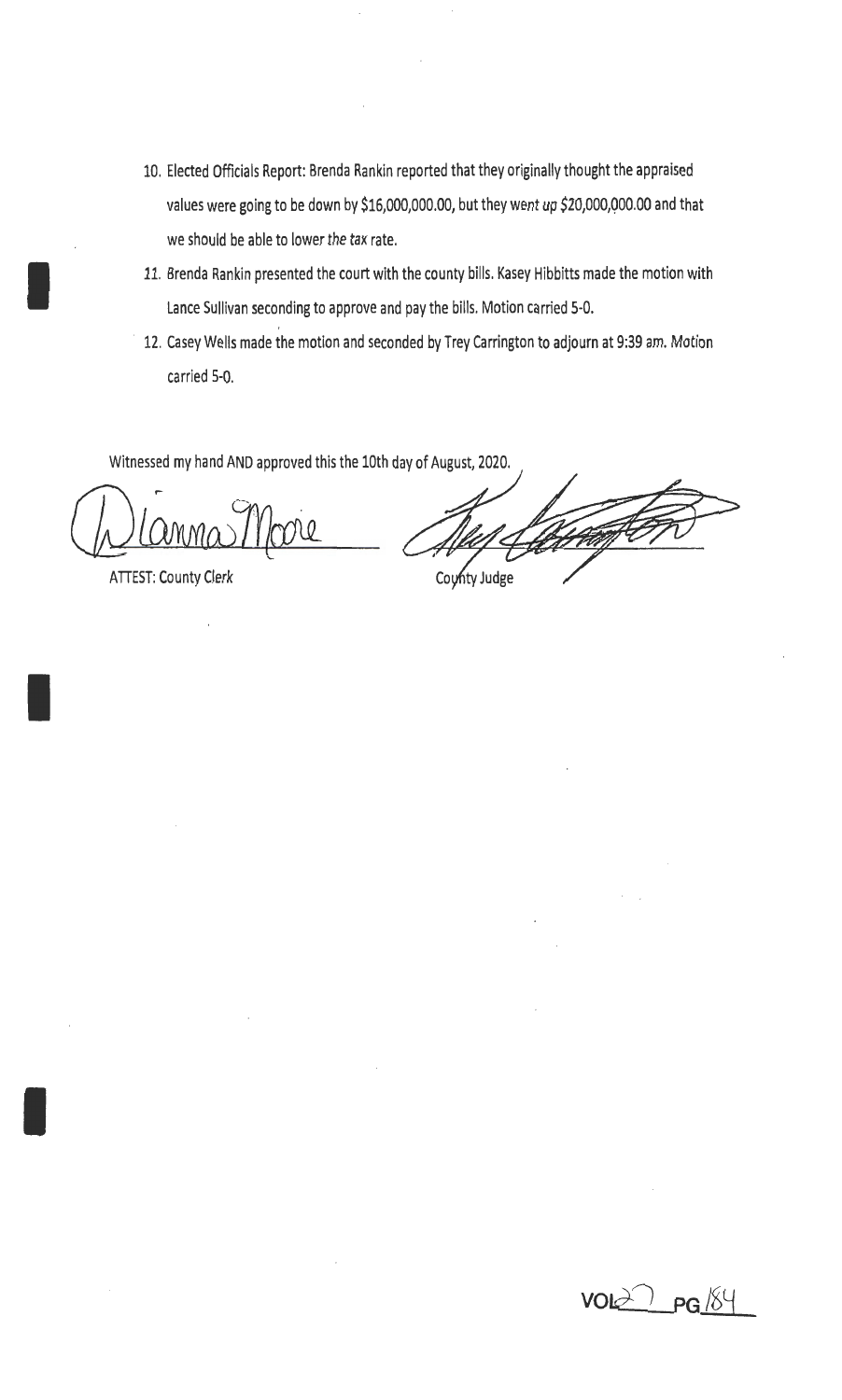10. Elected Officials Report: Brenda Rankin reported that they originally thought the appraised values were going to be down by $16,000,000.00, but they went up $20,000,000.00 and that we should be able to lower the tax rate.
11. Brenda Rankin presented the court with the county bills. Kasey Hibbitts made the motion with Lance Sullivan seconding to approve and pay the bills. Motion carried 5-0.
12. Casey Wells made the motion and seconded by Trey Carrington to adjourn at 9:39 am. Motion carried 5-0.

Witnessed my hand AND approved this the 10th day of August, 2020.

ATTEST: County Clerk

County Judge

VOL 20 PG 184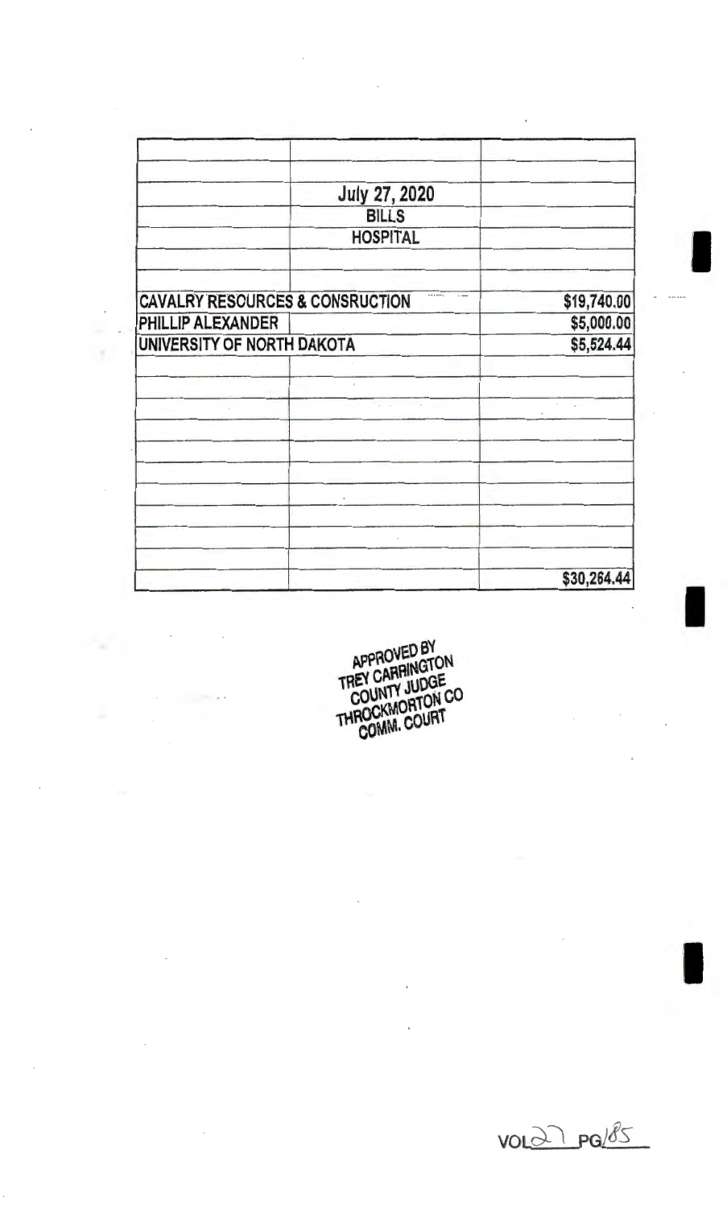| | | |
|---|---|---|
| | July 27, 2020 | |
| | BILLS | |
| | HOSPITAL | |
| CAVALRY RESCOURCES & CONSRUCTION | | $19,740.00 |
| PHILLIP ALEXANDER | | $5,000.00 |
| UNIVERSITY OF NORTH DAKOTA | | $5,524.44 |
| | | $30,264.44 |

APPROVED BY
TREY CARRINGTON
COUNTY JUDGE
THROCKMORTON CO
COMM. COURT

VOL 27 PG 185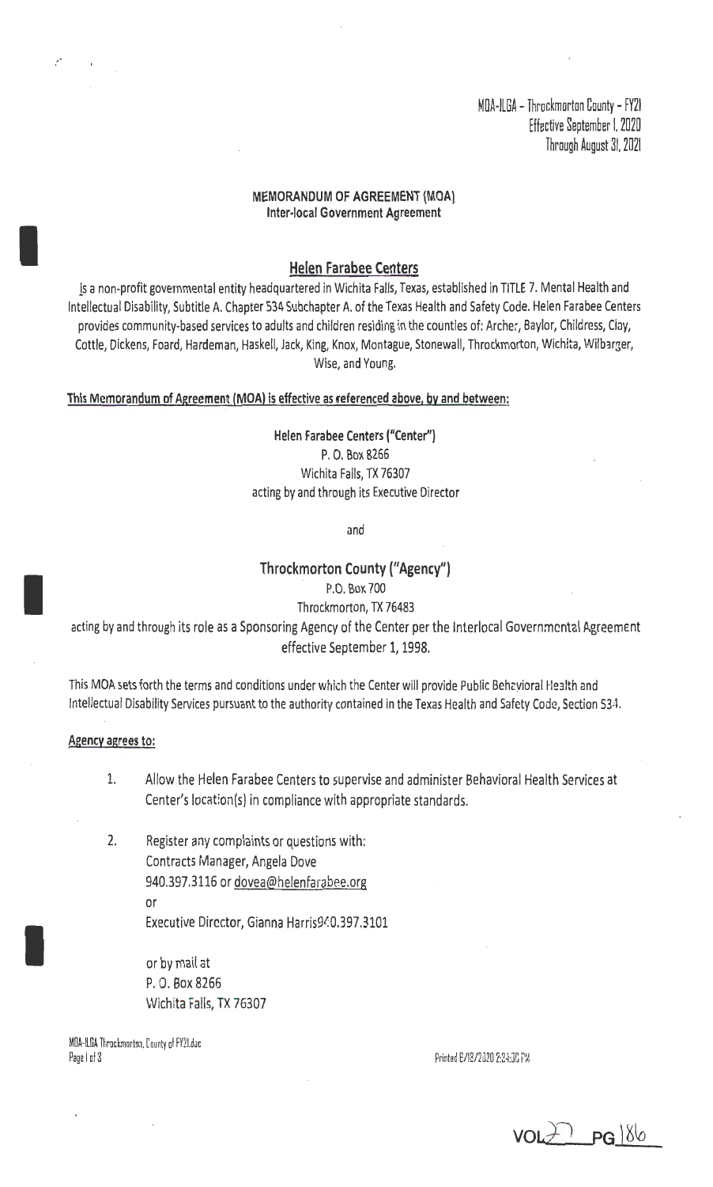MOA-ILGA – Throckmorton County – FY21
Effective September 1, 2020
Through August 31, 2021

**MEMORANDUM OF AGREEMENT (MOA)**
**Inter-local Government Agreement**

## Helen Farabee Centers

is a non-profit governmental entity headquartered in Wichita Falls, Texas, established in TITLE 7. Mental Health and Intellectual Disability, Subtitle A. Chapter 534 Subchapter A. of the Texas Health and Safety Code. Helen Farabee Centers provides community-based services to adults and children residing in the counties of: Archer, Baylor, Childress, Clay, Cottle, Dickens, Foard, Hardeman, Haskell, Jack, King, Knox, Montague, Stonewall, Throckmorton, Wichita, Wilbarger, Wise, and Young.

**This Memorandum of Agreement (MOA) is effective as referenced above, by and between:**

**Helen Farabee Centers ("Center")**
P. O. Box 8266
Wichita Falls, TX 76307
acting by and through its Executive Director

and

**Throckmorton County ("Agency")**
P.O. Box 700
Throckmorton, TX 76483
acting by and through its role as a Sponsoring Agency of the Center per the Interlocal Governmental Agreement effective September 1, 1998.

This MOA sets forth the terms and conditions under which the Center will provide Public Behavioral Health and Intellectual Disability Services pursuant to the authority contained in the Texas Health and Safety Code, Section 534.

**Agency agrees to:**

1. Allow the Helen Farabee Centers to supervise and administer Behavioral Health Services at Center's location(s) in compliance with appropriate standards.

2. Register any complaints or questions with:
   Contracts Manager, Angela Dove
   940.397.3116 or dovea@helenfarabee.org
   or
   Executive Director, Gianna Harris940.397.3101

   or by mail at
   P. O. Box 8266
   Wichita Falls, TX 76307

MOA-ILGA Throckmorton, County of FY21.doc
Printed 8/18/2020 2:34:30 PM

VOL 27 PG 186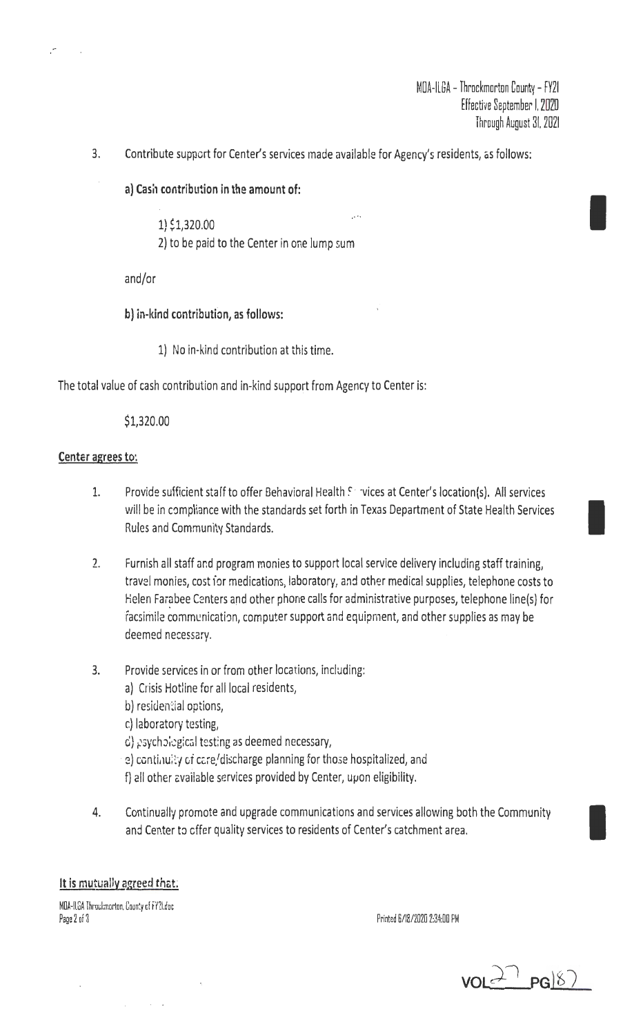3. Contribute support for Center's services made available for Agency's residents, as follows:

   **a) Cash contribution in the amount of:**

   1) $1,320.00
   2) to be paid to the Center in one lump sum

   and/or

   **b) in-kind contribution, as follows:**

   1) No in-kind contribution at this time.

The total value of cash contribution and in-kind support from Agency to Center is:

$1,320.00

**Center agrees to:**

1. Provide sufficient staff to offer Behavioral Health Services at Center's location(s). All services will be in compliance with the standards set forth in Texas Department of State Health Services Rules and Community Standards.

2. Furnish all staff and program monies to support local service delivery including staff training, travel monies, cost for medications, laboratory, and other medical supplies, telephone costs to Helen Farabee Centers and other phone calls for administrative purposes, telephone line(s) for facsimile communication, computer support and equipment, and other supplies as may be deemed necessary.

3. Provide services in or from other locations, including:
   a) Crisis Hotline for all local residents,
   b) residential options,
   c) laboratory testing,
   d) psychological testing as deemed necessary,
   e) continuity of care/discharge planning for those hospitalized, and
   f) all other available services provided by Center, upon eligibility.

4. Continually promote and upgrade communications and services allowing both the Community and Center to offer quality services to residents of Center's catchment area.

**It is mutually agreed that:**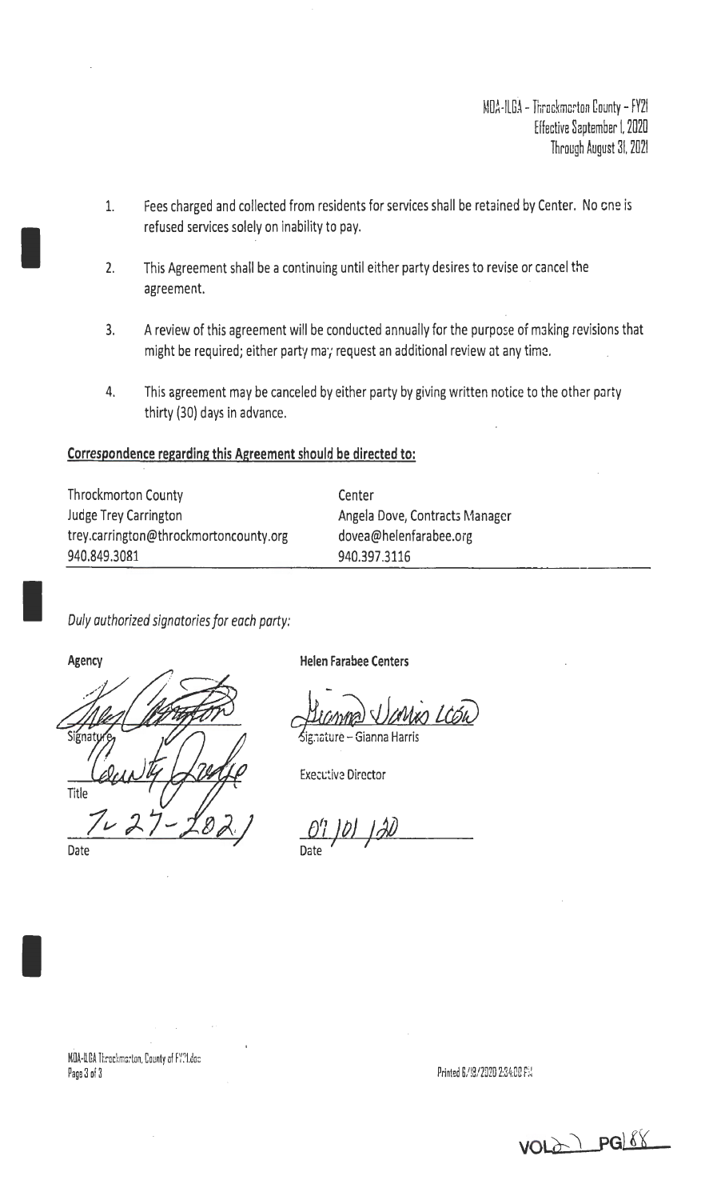MOA-ILGA – Throckmorton County – FY21
Effective September 1, 2020
Through August 31, 2021

1. Fees charged and collected from residents for services shall be retained by Center. No one is refused services solely on inability to pay.

2. This Agreement shall be a continuing until either party desires to revise or cancel the agreement.

3. A review of this agreement will be conducted annually for the purpose of making revisions that might be required; either party may request an additional review at any time.

4. This agreement may be canceled by either party by giving written notice to the other party thirty (30) days in advance.

**Correspondence regarding this Agreement should be directed to:**

| Throckmorton County | Center |
|---|---|
| Judge Trey Carrington | Angela Dove, Contracts Manager |
| trey.carrington@throckmortoncounty.org | dovea@helenfarabee.org |
| 940.849.3081 | 940.397.3116 |

*Duly authorized signatories for each party:*

| **Agency** | **Helen Farabee Centers** |
|---|---|
| Signature | Signature – Gianna Harris |
| County Judge | Executive Director |
| Title | |
| 7-27-2021 | 07/01/20 |
| Date | Date |

MOA-ILGA Throckmorton, County of FY21.doc
Printed 6/19/2020 2:34:00 PM

VOL 21 PG 88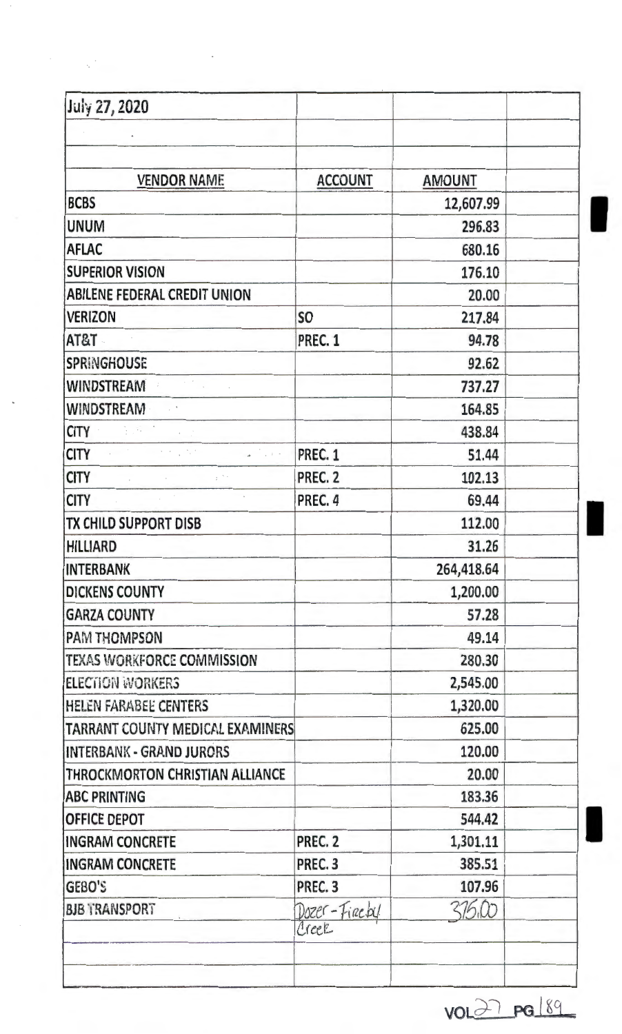| July 27, 2020 | | | |
|---|---|---|---|
| | | | |
| | | | |
| VENDOR NAME | ACCOUNT | AMOUNT | |
| BCBS | | 12,607.99 | |
| UNUM | | 296.83 | |
| AFLAC | | 680.16 | |
| SUPERIOR VISION | | 176.10 | |
| ABILENE FEDERAL CREDIT UNION | | 20.00 | |
| VERIZON | SO | 217.84 | |
| AT&T | PREC. 1 | 94.78 | |
| SPRINGHOUSE | | 92.62 | |
| WINDSTREAM | | 737.27 | |
| WINDSTREAM | | 164.85 | |
| CITY | | 438.84 | |
| CITY | PREC. 1 | 51.44 | |
| CITY | PREC. 2 | 102.13 | |
| CITY | PREC. 4 | 69.44 | |
| TX CHILD SUPPORT DISB | | 112.00 | |
| HILLIARD | | 31.26 | |
| INTERBANK | | 264,418.64 | |
| DICKENS COUNTY | | 1,200.00 | |
| GARZA COUNTY | | 57.28 | |
| PAM THOMPSON | | 49.14 | |
| TEXAS WORKFORCE COMMISSION | | 280.30 | |
| ELECTION WORKERS | | 2,545.00 | |
| HELEN FARABEE CENTERS | | 1,320.00 | |
| TARRANT COUNTY MEDICAL EXAMINERS | | 625.00 | |
| INTERBANK - GRAND JURORS | | 120.00 | |
| THROCKMORTON CHRISTIAN ALLIANCE | | 20.00 | |
| ABC PRINTING | | 183.36 | |
| OFFICE DEPOT | | 544.42 | |
| INGRAM CONCRETE | PREC. 2 | 1,301.11 | |
| INGRAM CONCRETE | PREC. 3 | 385.51 | |
| GEBO'S | PREC. 3 | 107.96 | |
| BJB TRANSPORT | Dozer - Firebal Creek | 375.00 | |
| | | | |
| | | | |
| | | | |

VOL 27 PG 189